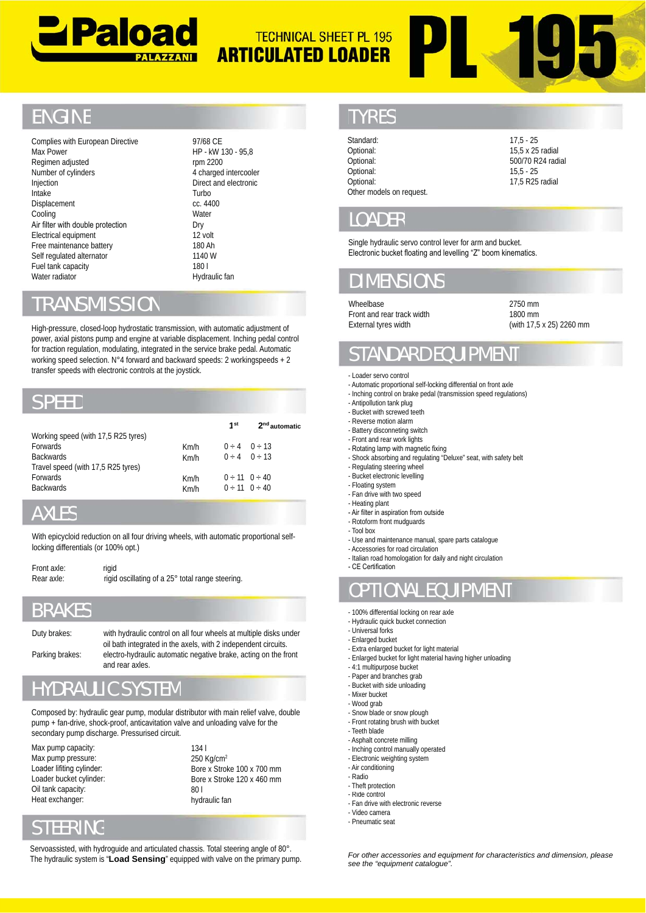# Paload PALAZZANI

## TECHNICAL SHEET PL 195 ARTICULATED LOADER

# PL 195

## ENGINE

| | |
|---|---|
| Complies with European Directive | 97/68 CE |
| Max Power | HP - kW 130 - 95,8 |
| Regimen adjusted | rpm 2200 |
| Number of cylinders | 4 charged intercooler |
| Injection | Direct and electronic |
| Intake | Turbo |
| Displacement | cc. 4400 |
| Cooling | Water |
| Air filter with double protection | Dry |
| Electrical equipment | 12 volt |
| Free maintenance battery | 180 Ah |
| Self regulated alternator | 1140 W |
| Fuel tank capacity | 180 l |
| Water radiator | Hydraulic fan |

## TRANSMISSION

High-pressure, closed-loop hydrostatic transmission, with automatic adjustment of power, axial pistons pump and engine at variable displacement. Inching pedal control for traction regulation, modulating, integrated in the service brake pedal. Automatic working speed selection. N°4 forward and backward speeds: 2 workingspeeds + 2 transfer speeds with electronic controls at the joystick.

## SPEED

| | | 1st | 2nd automatic |
|---|---|---|---|
| Working speed (with 17,5 R25 tyres) | | | |
| Forwards | Km/h | 0 ÷ 4 | 0 ÷ 13 |
| Backwards | Km/h | 0 ÷ 4 | 0 ÷ 13 |
| Travel speed (with 17,5 R25 tyres) | | | |
| Forwards | Km/h | 0 ÷ 11 | 0 ÷ 40 |
| Backwards | Km/h | 0 ÷ 11 | 0 ÷ 40 |

## AXLES

With epicycloid reduction on all four driving wheels, with automatic proportional self-locking differentials (or 100% opt.)

| | |
|---|---|
| Front axle: | rigid |
| Rear axle: | rigid oscillating of a 25° total range steering. |

## BRAKES

| | |
|---|---|
| Duty brakes: | with hydraulic control on all four wheels at multiple disks under oil bath integrated in the axles, with 2 independent circuits. |
| Parking brakes: | electro-hydraulic automatic negative brake, acting on the front and rear axles. |

## HYDRAULIC SYSTEM

Composed by: hydraulic gear pump, modular distributor with main relief valve, double pump + fan-drive, shock-proof, anticavitation valve and unloading valve for the secondary pump discharge. Pressurised circuit.

| | |
|---|---|
| Max pump capacity: | 134 l |
| Max pump pressure: | 250 Kg/cm$^2$ |
| Loader lifting cylinder: | Bore x Stroke 100 x 700 mm |
| Loader bucket cylinder: | Bore x Stroke 120 x 460 mm |
| Oil tank capacity: | 80 l |
| Heat exchanger: | hydraulic fan |

## STEERING

Servoassisted, with hydroguide and articulated chassis. Total steering angle of 80°. The hydraulic system is "**Load Sensing**" equipped with valve on the primary pump.

## TYRES

| | |
|---|---|
| Standard: | 17,5 - 25 |
| Optional: | 15,5 x 25 radial |
| Optional: | 500/70 R24 radial |
| Optional: | 15,5 - 25 |
| Optional: | 17,5 R25 radial |

Other models on request.

## LOADER

Single hydraulic servo control lever for arm and bucket.
Electronic bucket floating and levelling "Z" boom kinematics.

## DIMENSIONS

| | |
|---|---|
| Wheelbase | 2750 mm |
| Front and rear track width | 1800 mm |
| External tyres width | (with 17,5 x 25) 2260 mm |

## STANDARD EQUIPMENT

- Loader servo control
- Automatic proportional self-locking differential on front axle
- Inching control on brake pedal (transmission speed regulations)
- Antipollution tank plug
- Bucket with screwed teeth
- Reverse motion alarm
- Battery disconneting switch
- Front and rear work lights
- Rotating lamp with magnetic fixing
- Shock absorbing and regulating "Deluxe" seat, with safety belt
- Regulating steering wheel
- Bucket electronic levelling
- Floating system
- Fan drive with two speed
- Heating plant
- Air filter in aspiration from outside
- Rotoform front mudguards
- Tool box
- Use and maintenance manual, spare parts catalogue
- Accessories for road circulation
- Italian road homologation for daily and night circulation
- CE Certification

## OPTIONAL EQUIPMENT

- 100% differential locking on rear axle
- Hydraulic quick bucket connection
- Universal forks
- Enlarged bucket
- Extra enlarged bucket for light material
- Enlarged bucket for light material having higher unloading
- 4:1 multipurpose bucket
- Paper and branches grab
- Bucket with side unloading
- Mixer bucket
- Wood grab
- Snow blade or snow plough
- Front rotating brush with bucket
- Teeth blade
- Asphalt concrete milling
- Inching control manually operated
- Electronic weighting system
- Air conditioning
- Radio
- Theft protection
- Ride control
- Fan drive with electronic reverse
- Video camera
- Pneumatic seat

*For other accessories and equipment for characteristics and dimension, please see the "equipment catalogue".*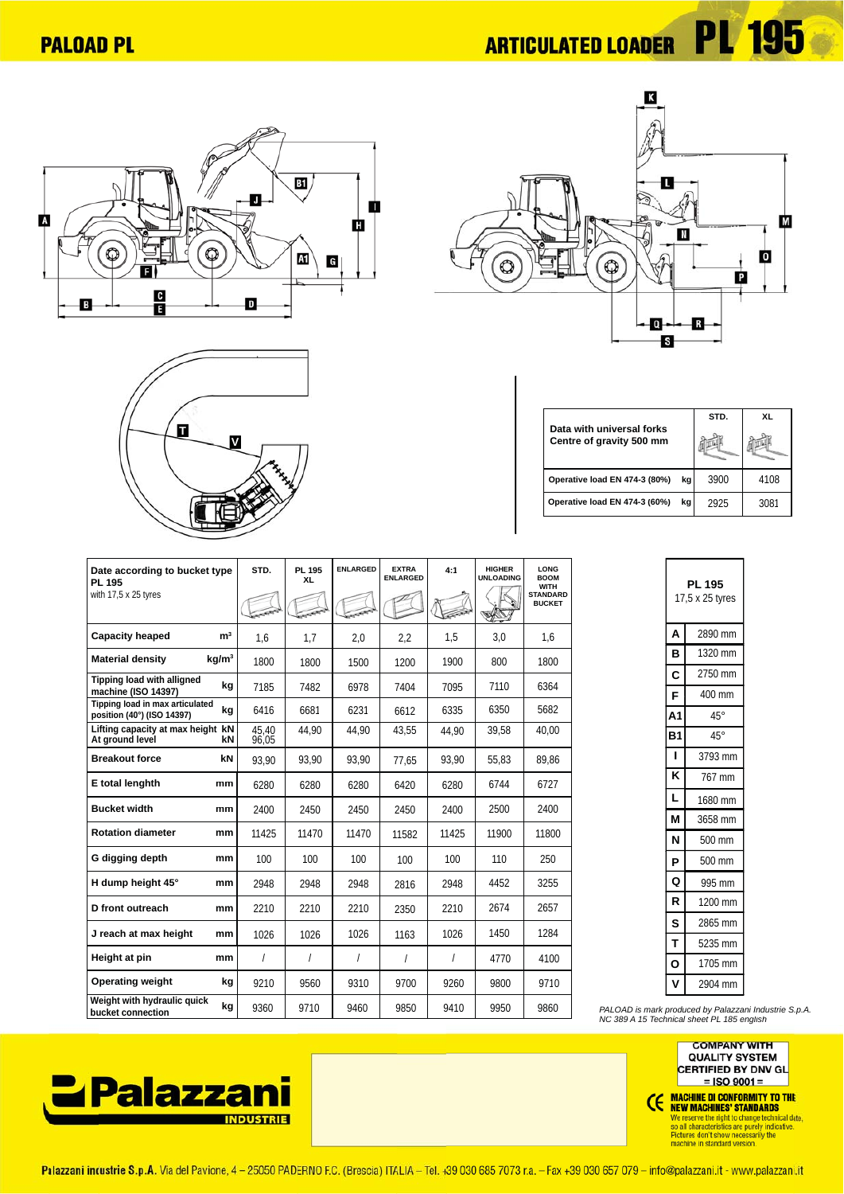# PALOAD PL

# ARTICULATED LOADER PL 195

| Data with universal forks Centre of gravity 500 mm | | STD. | XL |
|---|---|---|---|
| Operative load EN 474-3 (80%) | kg | 3900 | 4108 |
| Operative load EN 474-3 (60%) | kg | 2925 | 3081 |

| Date according to bucket type PL 195 with 17,5 x 25 tyres | | STD. | PL 195 XL | ENLARGED | EXTRA ENLARGED | 4:1 | HIGHER UNLOADING | LONG BOOM WITH STANDARD BUCKET |
|---|---|---|---|---|---|---|---|---|
| Capacity heaped | m³ | 1,6 | 1,7 | 2,0 | 2,2 | 1,5 | 3,0 | 1,6 |
| Material density | kg/m³ | 1800 | 1800 | 1500 | 1200 | 1900 | 800 | 1800 |
| Tipping load with alligned machine (ISO 14397) | kg | 7185 | 7482 | 6978 | 7404 | 7095 | 7110 | 6364 |
| Tipping load in max articulated position (40°) (ISO 14397) | kg | 6416 | 6681 | 6231 | 6612 | 6335 | 6350 | 5682 |
| Lifting capacity at max height / At ground level | kN / kN | 45,40 / 96,05 | 44,90 | 44,90 | 43,55 | 44,90 | 39,58 | 40,00 |
| Breakout force | kN | 93,90 | 93,90 | 93,90 | 77,65 | 93,90 | 55,83 | 89,86 |
| E total lenghth | mm | 6280 | 6280 | 6280 | 6420 | 6280 | 6744 | 6727 |
| Bucket width | mm | 2400 | 2450 | 2450 | 2450 | 2400 | 2500 | 2400 |
| Rotation diameter | mm | 11425 | 11470 | 11470 | 11582 | 11425 | 11900 | 11800 |
| G digging depth | mm | 100 | 100 | 100 | 100 | 100 | 110 | 250 |
| H dump height 45° | mm | 2948 | 2948 | 2948 | 2816 | 2948 | 4452 | 3255 |
| D front outreach | mm | 2210 | 2210 | 2210 | 2350 | 2210 | 2674 | 2657 |
| J reach at max height | mm | 1026 | 1026 | 1026 | 1163 | 1026 | 1450 | 1284 |
| Height at pin | mm | / | / | / | / | / | 4770 | 4100 |
| Operating weight | kg | 9210 | 9560 | 9310 | 9700 | 9260 | 9800 | 9710 |
| Weight with hydraulic quick bucket connection | kg | 9360 | 9710 | 9460 | 9850 | 9410 | 9950 | 9860 |

| PL 195 17,5 x 25 tyres | |
|---|---|
| A | 2890 mm |
| B | 1320 mm |
| C | 2750 mm |
| F | 400 mm |
| A1 | 45° |
| B1 | 45° |
| I | 3793 mm |
| K | 767 mm |
| L | 1680 mm |
| M | 3658 mm |
| N | 500 mm |
| P | 500 mm |
| Q | 995 mm |
| R | 1200 mm |
| S | 2865 mm |
| T | 5235 mm |
| O | 1705 mm |
| V | 2904 mm |

*PALOAD is mark produced by Palazzani Industrie S.p.A.*
*NC 389 A 15 Technical sheet PL 185 english*

Palazzani INDUSTRIE

COMPANY WITH QUALITY SYSTEM CERTIFIED BY DNV GL = ISO 9001 =

CE MACHINE DI CONFORMITY TO THE NEW MACHINES' STANDARDS

We reserve the right to change technical data, so all characteristics are purely indicative. Pictures don't show necessarily the machine in standard version.

Palazzani industrie S.p.A. Via del Pavione, 4 – 25050 PADERNO F.C. (Brescia) ITALIA – Tel. +39 030 685 7073 r.a. – Fax +39 030 657 079 – info@palazzani.it - www.palazzani.it